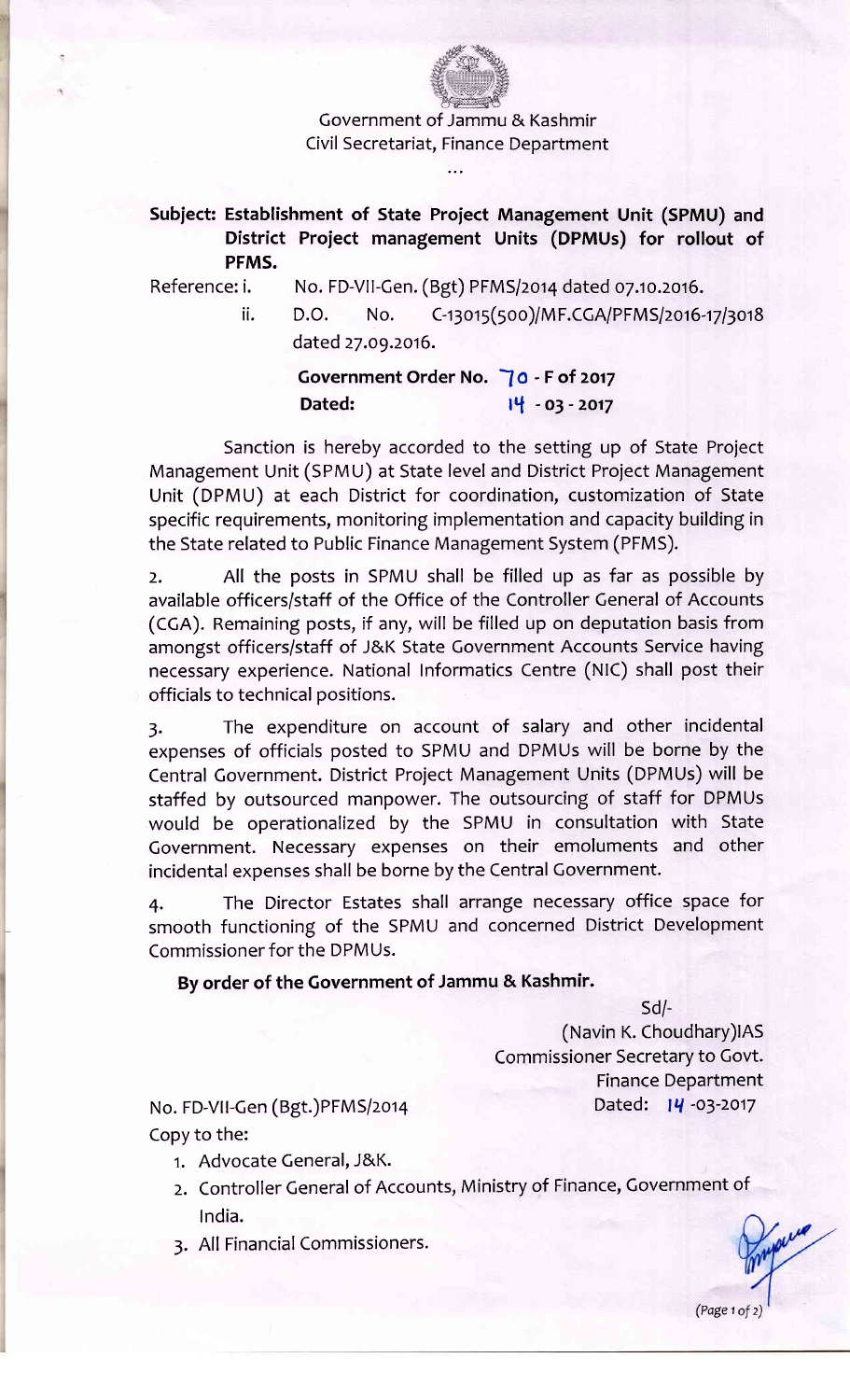Government of Jammu & Kashmir
Civil Secretariat, Finance Department

...

**Subject: Establishment of State Project Management Unit (SPMU) and District Project management Units (DPMUs) for rollout of PFMS.**

Reference: i. No. FD-VII-Gen. (Bgt) PFMS/2014 dated 07.10.2016.

ii. D.O. No. C-13015(500)/MF.CGA/PFMS/2016-17/3018 dated 27.09.2016.

**Government Order No. 70 - F of 2017**
**Dated: 14 - 03 - 2017**

Sanction is hereby accorded to the setting up of State Project Management Unit (SPMU) at State level and District Project Management Unit (DPMU) at each District for coordination, customization of State specific requirements, monitoring implementation and capacity building in the State related to Public Finance Management System (PFMS).

2. All the posts in SPMU shall be filled up as far as possible by available officers/staff of the Office of the Controller General of Accounts (CGA). Remaining posts, if any, will be filled up on deputation basis from amongst officers/staff of J&K State Government Accounts Service having necessary experience. National Informatics Centre (NIC) shall post their officials to technical positions.

3. The expenditure on account of salary and other incidental expenses of officials posted to SPMU and DPMUs will be borne by the Central Government. District Project Management Units (DPMUs) will be staffed by outsourced manpower. The outsourcing of staff for DPMUs would be operationalized by the SPMU in consultation with State Government. Necessary expenses on their emoluments and other incidental expenses shall be borne by the Central Government.

4. The Director Estates shall arrange necessary office space for smooth functioning of the SPMU and concerned District Development Commissioner for the DPMUs.

**By order of the Government of Jammu & Kashmir.**

Sd/-
(Navin K. Choudhary)IAS
Commissioner Secretary to Govt.
Finance Department
Dated: 14 -03-2017

No. FD-VII-Gen (Bgt.)PFMS/2014

Copy to the:

1. Advocate General, J&K.
2. Controller General of Accounts, Ministry of Finance, Government of India.
3. All Financial Commissioners.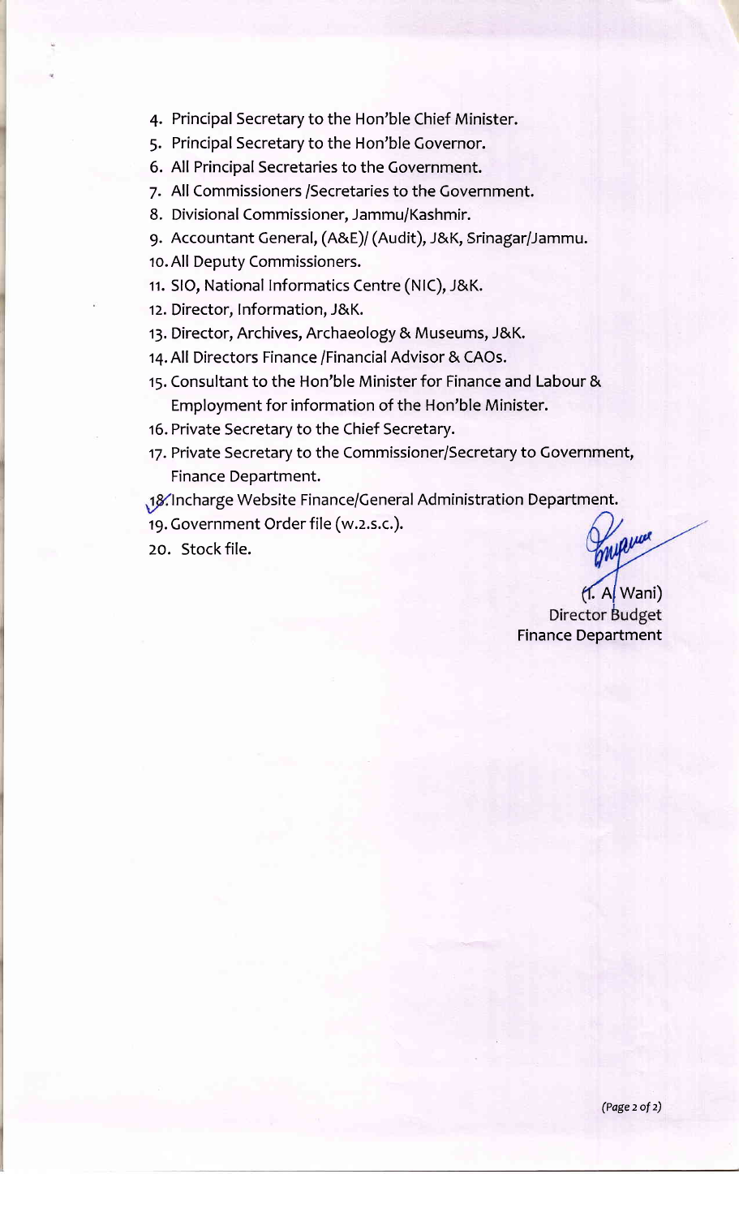4. Principal Secretary to the Hon'ble Chief Minister.
5. Principal Secretary to the Hon'ble Governor.
6. All Principal Secretaries to the Government.
7. All Commissioners /Secretaries to the Government.
8. Divisional Commissioner, Jammu/Kashmir.
9. Accountant General, (A&E)/ (Audit), J&K, Srinagar/Jammu.
10. All Deputy Commissioners.
11. SIO, National Informatics Centre (NIC), J&K.
12. Director, Information, J&K.
13. Director, Archives, Archaeology & Museums, J&K.
14. All Directors Finance /Financial Advisor & CAOs.
15. Consultant to the Hon'ble Minister for Finance and Labour & Employment for information of the Hon'ble Minister.
16. Private Secretary to the Chief Secretary.
17. Private Secretary to the Commissioner/Secretary to Government, Finance Department.
18. Incharge Website Finance/General Administration Department.
19. Government Order file (w.2.s.c.).
20. Stock file.

(I. A. Wani)
Director Budget
Finance Department